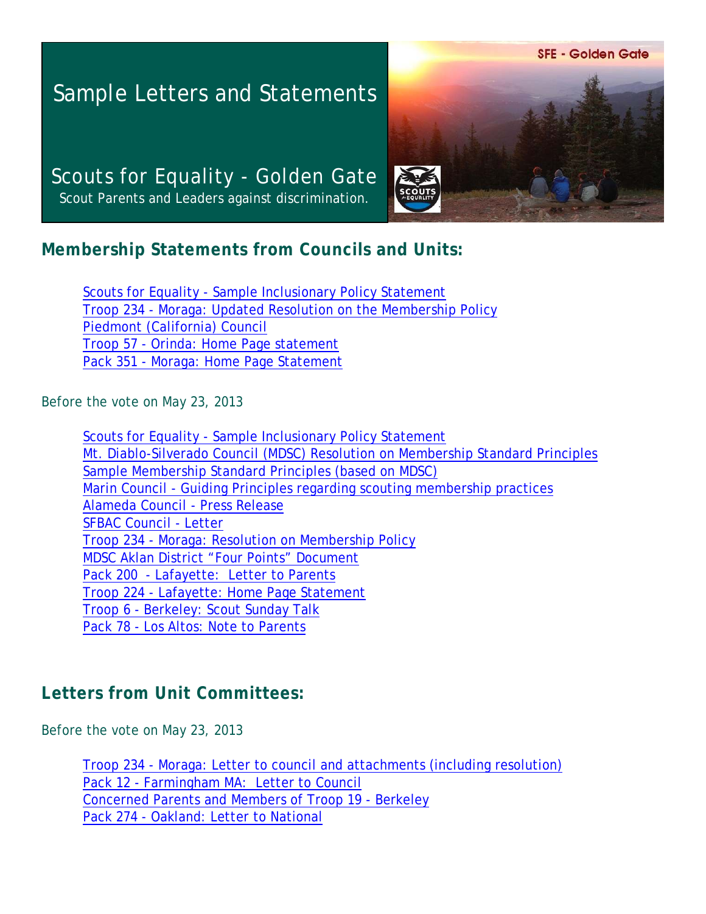# Sample Letters and Statements

## Scouts for Equality - Golden Gate

Scout Parents and Leaders against discrimination.

SFE - Golden Gate

## Membership Statements from Councils and Units:

- Scouts for Equality - Sample Inclusionary Policy Statement
- Troop 234 - Moraga: Updated Resolution on the Membership Policy
- Piedmont (California) Council
- Troop 57 - Orinda: Home Page statement
- Pack 351 - Moraga: Home Page Statement

Before the vote on May 23, 2013

- Scouts for Equality - Sample Inclusionary Policy Statement
- Mt. Diablo-Silverado Council (MDSC) Resolution on Membership Standard Principles
- Sample Membership Standard Principles (based on MDSC)
- Marin Council - Guiding Principles regarding scouting membership practices
- Alameda Council - Press Release
- SFBAC Council - Letter
- Troop 234 - Moraga: Resolution on Membership Policy
- MDSC Aklan District "Four Points" Document
- Pack 200 - Lafayette: Letter to Parents
- Troop 224 - Lafayette: Home Page Statement
- Troop 6 - Berkeley: Scout Sunday Talk
- Pack 78 - Los Altos: Note to Parents

## Letters from Unit Committees:

Before the vote on May 23, 2013

- Troop 234 - Moraga: Letter to council and attachments (including resolution)
- Pack 12 - Farmingham MA: Letter to Council
- Concerned Parents and Members of Troop 19 - Berkeley
- Pack 274 - Oakland: Letter to National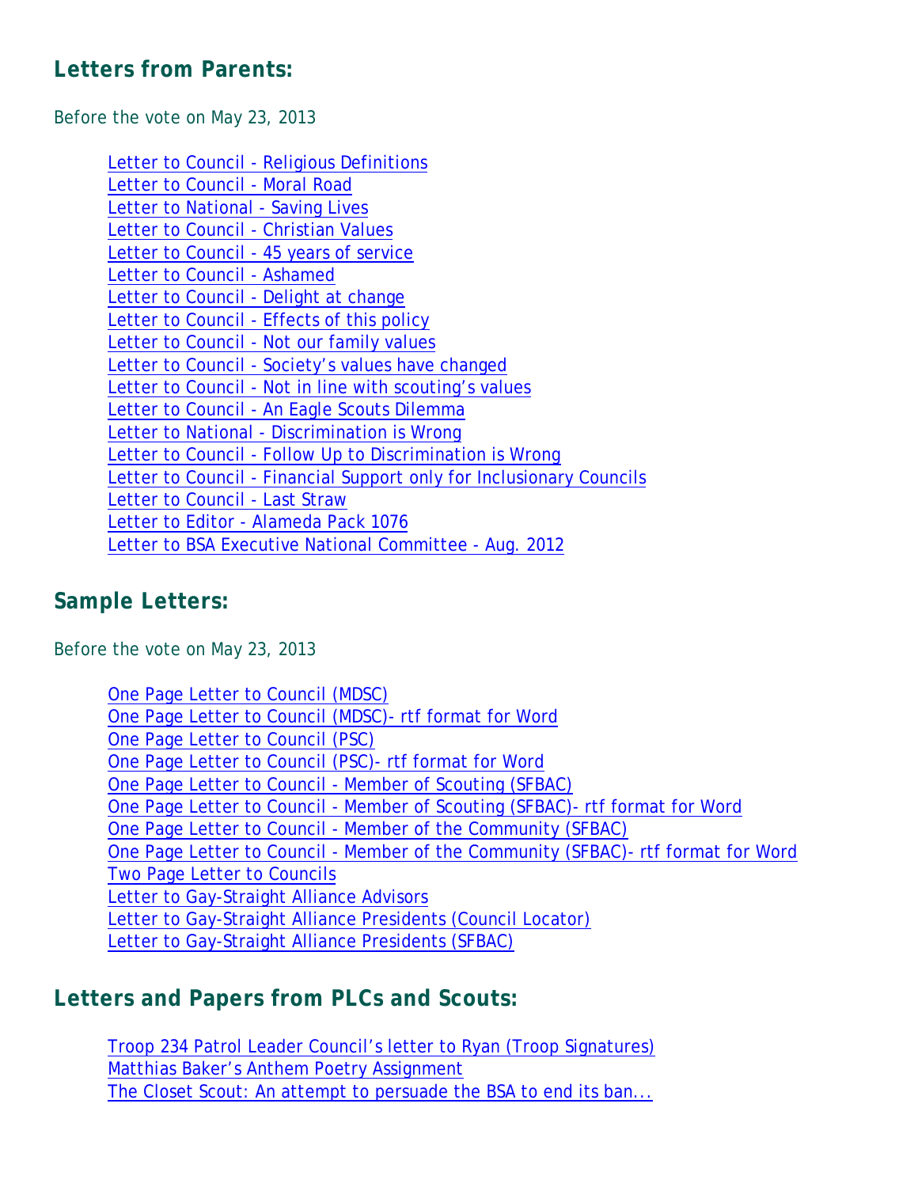## Letters from Parents:

Before the vote on May 23, 2013

- Letter to Council - Religious Definitions
- Letter to Council - Moral Road
- Letter to National - Saving Lives
- Letter to Council - Christian Values
- Letter to Council - 45 years of service
- Letter to Council - Ashamed
- Letter to Council - Delight at change
- Letter to Council - Effects of this policy
- Letter to Council - Not our family values
- Letter to Council - Society's values have changed
- Letter to Council - Not in line with scouting's values
- Letter to Council - An Eagle Scouts Dilemma
- Letter to National - Discrimination is Wrong
- Letter to Council - Follow Up to Discrimination is Wrong
- Letter to Council - Financial Support only for Inclusionary Councils
- Letter to Council - Last Straw
- Letter to Editor - Alameda Pack 1076
- Letter to BSA Executive National Committee - Aug. 2012

## Sample Letters:

Before the vote on May 23, 2013

- One Page Letter to Council (MDSC)
- One Page Letter to Council (MDSC)- rtf format for Word
- One Page Letter to Council (PSC)
- One Page Letter to Council (PSC)- rtf format for Word
- One Page Letter to Council - Member of Scouting (SFBAC)
- One Page Letter to Council - Member of Scouting (SFBAC)- rtf format for Word
- One Page Letter to Council - Member of the Community (SFBAC)
- One Page Letter to Council - Member of the Community (SFBAC)- rtf format for Word
- Two Page Letter to Councils
- Letter to Gay-Straight Alliance Advisors
- Letter to Gay-Straight Alliance Presidents (Council Locator)
- Letter to Gay-Straight Alliance Presidents (SFBAC)

## Letters and Papers from PLCs and Scouts:

- Troop 234 Patrol Leader Council's letter to Ryan (Troop Signatures)
- Matthias Baker's Anthem Poetry Assignment
- The Closet Scout: An attempt to persuade the BSA to end its ban...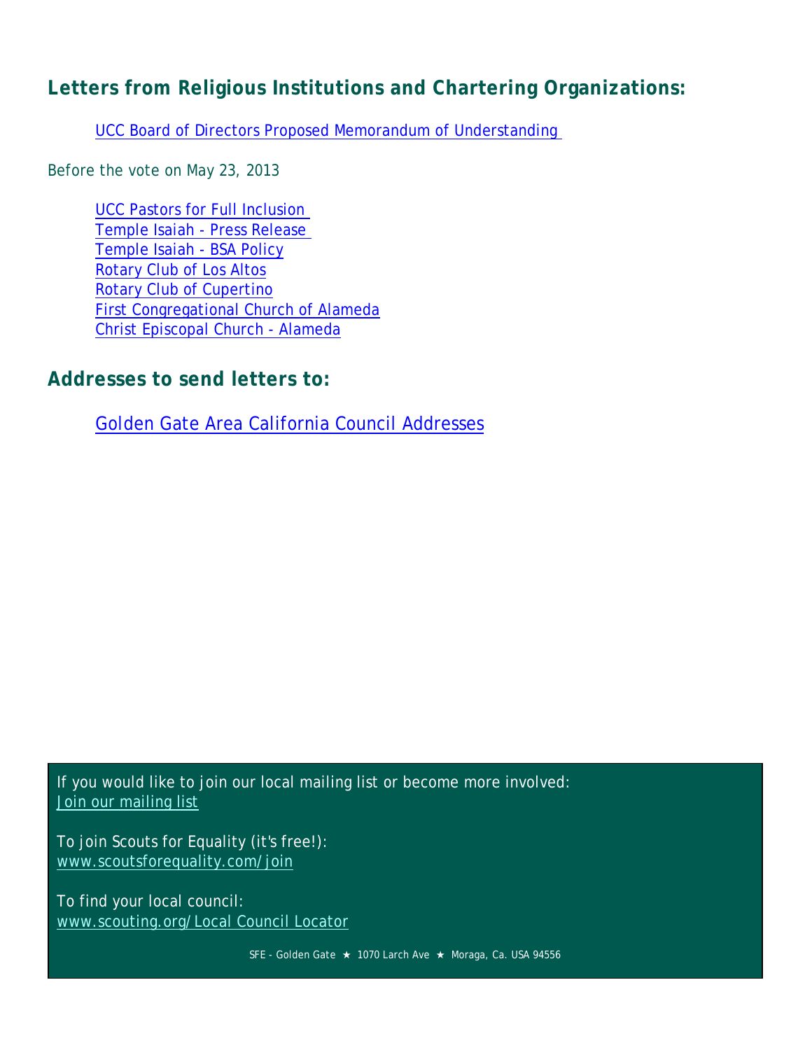## Letters from Religious Institutions and Chartering Organizations:

UCC Board of Directors Proposed Memorandum of Understanding

Before the vote on May 23, 2013

- UCC Pastors for Full Inclusion
- Temple Isaiah - Press Release
- Temple Isaiah - BSA Policy
- Rotary Club of Los Altos
- Rotary Club of Cupertino
- First Congregational Church of Alameda
- Christ Episcopal Church - Alameda

## Addresses to send letters to:

Golden Gate Area California Council Addresses

If you would like to join our local mailing list or become more involved:
Join our mailing list

To join Scouts for Equality (it's free!):
www.scoutsforequality.com/join

To find your local council:
www.scouting.org/Local Council Locator

SFE - Golden Gate ★ 1070 Larch Ave ★ Moraga, Ca. USA 94556